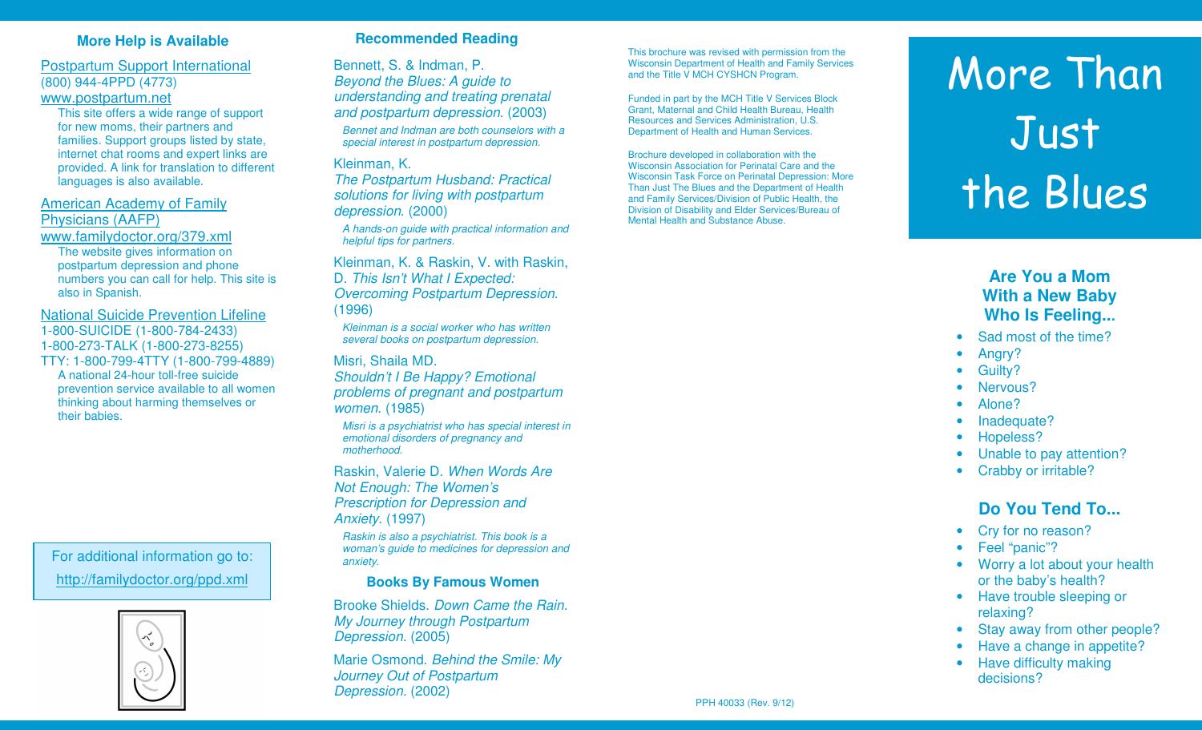## More Help is Available

Postpartum Support International
(800) 944-4PPD (4773)
www.postpartum.net

This site offers a wide range of support for new moms, their partners and families. Support groups listed by state, internet chat rooms and expert links are provided. A link for translation to different languages is also available.

American Academy of Family Physicians (AAFP)
www.familydoctor.org/379.xml

The website gives information on postpartum depression and phone numbers you can call for help. This site is also in Spanish.

National Suicide Prevention Lifeline
1-800-SUICIDE (1-800-784-2433)
1-800-273-TALK (1-800-273-8255)
TTY: 1-800-799-4TTY (1-800-799-4889)

A national 24-hour toll-free suicide prevention service available to all women thinking about harming themselves or their babies.

For additional information go to:
http://familydoctor.org/ppd.xml

## Recommended Reading

Bennett, S. & Indman, P.
*Beyond the Blues: A guide to understanding and treating prenatal and postpartum depression.* (2003)

*Bennet and Indman are both counselors with a special interest in postpartum depression.*

Kleinman, K.
*The Postpartum Husband: Practical solutions for living with postpartum depression.* (2000)

*A hands-on guide with practical information and helpful tips for partners.*

Kleinman, K. & Raskin, V. with Raskin, D. *This Isn't What I Expected: Overcoming Postpartum Depression.* (1996)

*Kleinman is a social worker who has written several books on postpartum depression.*

Misri, Shaila MD.
*Shouldn't I Be Happy? Emotional problems of pregnant and postpartum women.* (1985)

*Misri is a psychiatrist who has special interest in emotional disorders of pregnancy and motherhood.*

Raskin, Valerie D. *When Words Are Not Enough: The Women's Prescription for Depression and Anxiety.* (1997)

*Raskin is also a psychiatrist. This book is a woman's guide to medicines for depression and anxiety.*

### Books By Famous Women

Brooke Shields. *Down Came the Rain. My Journey through Postpartum Depression.* (2005)

Marie Osmond. *Behind the Smile: My Journey Out of Postpartum Depression.* (2002)

This brochure was revised with permission from the Wisconsin Department of Health and Family Services and the Title V MCH CYSHCN Program.

Funded in part by the MCH Title V Services Block Grant, Maternal and Child Health Bureau, Health Resources and Services Administration, U.S. Department of Health and Human Services.

Brochure developed in collaboration with the Wisconsin Association for Perinatal Care and the Wisconsin Task Force on Perinatal Depression: More Than Just The Blues and the Department of Health and Family Services/Division of Public Health, the Division of Disability and Elder Services/Bureau of Mental Health and Substance Abuse.

PPH 40033 (Rev. 9/12)

# More Than Just the Blues

## Are You a Mom With a New Baby Who Is Feeling...

- Sad most of the time?
- Angry?
- Guilty?
- Nervous?
- Alone?
- Inadequate?
- Hopeless?
- Unable to pay attention?
- Crabby or irritable?

## Do You Tend To...

- Cry for no reason?
- Feel "panic"?
- Worry a lot about your health or the baby's health?
- Have trouble sleeping or relaxing?
- Stay away from other people?
- Have a change in appetite?
- Have difficulty making decisions?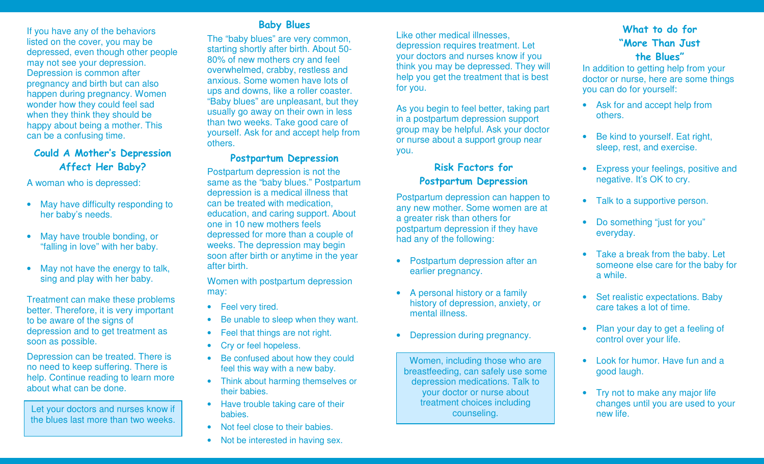If you have any of the behaviors listed on the cover, you may be depressed, even though other people may not see your depression. Depression is common after pregnancy and birth but can also happen during pregnancy. Women wonder how they could feel sad when they think they should be happy about being a mother. This can be a confusing time.

## Could A Mother's Depression Affect Her Baby?

A woman who is depressed:

- May have difficulty responding to her baby's needs.
- May have trouble bonding, or "falling in love" with her baby.
- May not have the energy to talk, sing and play with her baby.

Treatment can make these problems better. Therefore, it is very important to be aware of the signs of depression and to get treatment as soon as possible.

Depression can be treated. There is no need to keep suffering. There is help. Continue reading to learn more about what can be done.

Let your doctors and nurses know if the blues last more than two weeks.

## Baby Blues

The "baby blues" are very common, starting shortly after birth. About 50-80% of new mothers cry and feel overwhelmed, crabby, restless and anxious. Some women have lots of ups and downs, like a roller coaster. "Baby blues" are unpleasant, but they usually go away on their own in less than two weeks. Take good care of yourself. Ask for and accept help from others.

## Postpartum Depression

Postpartum depression is not the same as the "baby blues." Postpartum depression is a medical illness that can be treated with medication, education, and caring support. About one in 10 new mothers feels depressed for more than a couple of weeks. The depression may begin soon after birth or anytime in the year after birth.

Women with postpartum depression may:

- Feel very tired.
- Be unable to sleep when they want.
- Feel that things are not right.
- Cry or feel hopeless.
- Be confused about how they could feel this way with a new baby.
- Think about harming themselves or their babies.
- Have trouble taking care of their babies.
- Not feel close to their babies.
- Not be interested in having sex.

Like other medical illnesses, depression requires treatment. Let your doctors and nurses know if you think you may be depressed. They will help you get the treatment that is best for you.

As you begin to feel better, taking part in a postpartum depression support group may be helpful. Ask your doctor or nurse about a support group near you.

## Risk Factors for Postpartum Depression

Postpartum depression can happen to any new mother. Some women are at a greater risk than others for postpartum depression if they have had any of the following:

- Postpartum depression after an earlier pregnancy.
- A personal history or a family history of depression, anxiety, or mental illness.
- Depression during pregnancy.

Women, including those who are breastfeeding, can safely use some depression medications. Talk to your doctor or nurse about treatment choices including counseling.

## What to do for "More Than Just the Blues"

In addition to getting help from your doctor or nurse, here are some things you can do for yourself:

- Ask for and accept help from others.
- Be kind to yourself. Eat right, sleep, rest, and exercise.
- Express your feelings, positive and negative. It's OK to cry.
- Talk to a supportive person.
- Do something "just for you" everyday.
- Take a break from the baby. Let someone else care for the baby for a while.
- Set realistic expectations. Baby care takes a lot of time.
- Plan your day to get a feeling of control over your life.
- Look for humor. Have fun and a good laugh.
- Try not to make any major life changes until you are used to your new life.